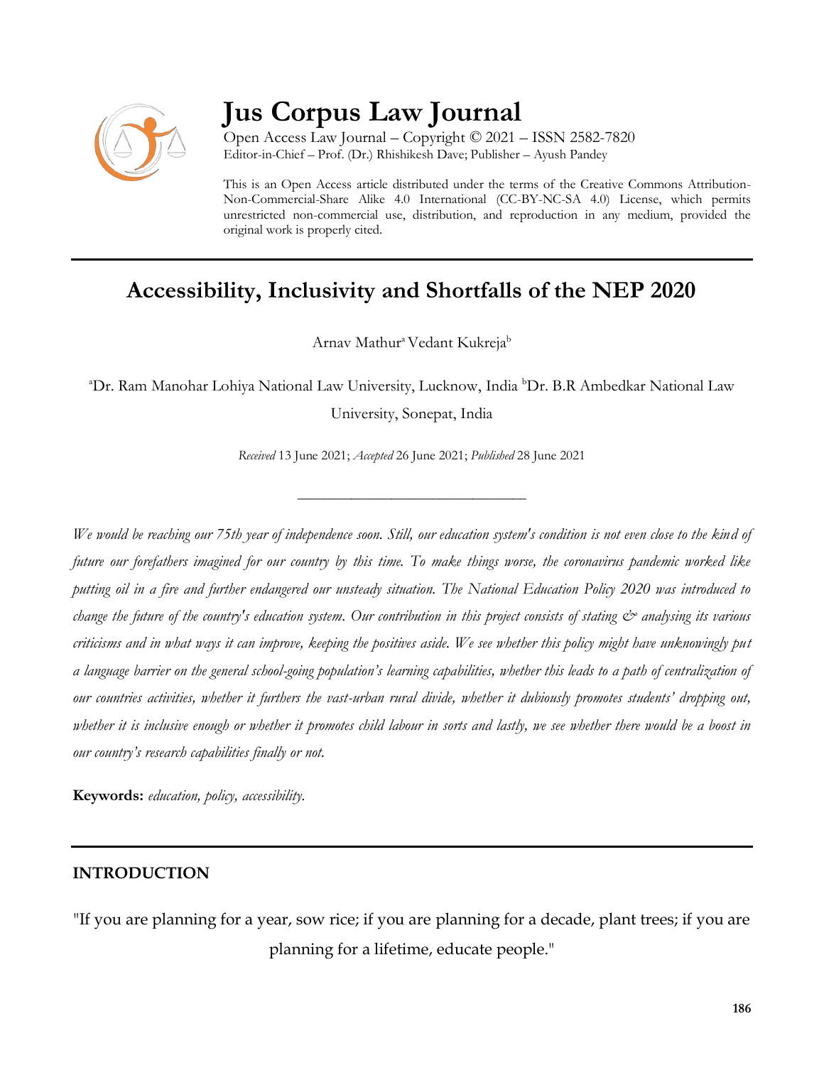# Jus Corpus Law Journal

Open Access Law Journal – Copyright © 2021 – ISSN 2582-7820
Editor-in-Chief – Prof. (Dr.) Rhishikesh Dave; Publisher – Ayush Pandey

This is an Open Access article distributed under the terms of the Creative Commons Attribution-Non-Commercial-Share Alike 4.0 International (CC-BY-NC-SA 4.0) License, which permits unrestricted non-commercial use, distribution, and reproduction in any medium, provided the original work is properly cited.

## Accessibility, Inclusivity and Shortfalls of the NEP 2020

Arnav Mathur[a] Vedant Kukreja[b]

[a]Dr. Ram Manohar Lohiya National Law University, Lucknow, India [b]Dr. B.R Ambedkar National Law University, Sonepat, India

*Received* 13 June 2021; *Accepted* 26 June 2021; *Published* 28 June 2021

---

*We would be reaching our 75th year of independence soon. Still, our education system's condition is not even close to the kind of future our forefathers imagined for our country by this time. To make things worse, the coronavirus pandemic worked like putting oil in a fire and further endangered our unsteady situation. The National Education Policy 2020 was introduced to change the future of the country's education system. Our contribution in this project consists of stating & analysing its various criticisms and in what ways it can improve, keeping the positives aside. We see whether this policy might have unknowingly put a language barrier on the general school-going population's learning capabilities, whether this leads to a path of centralization of our countries activities, whether it furthers the vast-urban rural divide, whether it dubiously promotes students' dropping out, whether it is inclusive enough or whether it promotes child labour in sorts and lastly, we see whether there would be a boost in our country's research capabilities finally or not.*

**Keywords:** *education, policy, accessibility.*

## INTRODUCTION

"If you are planning for a year, sow rice; if you are planning for a decade, plant trees; if you are planning for a lifetime, educate people."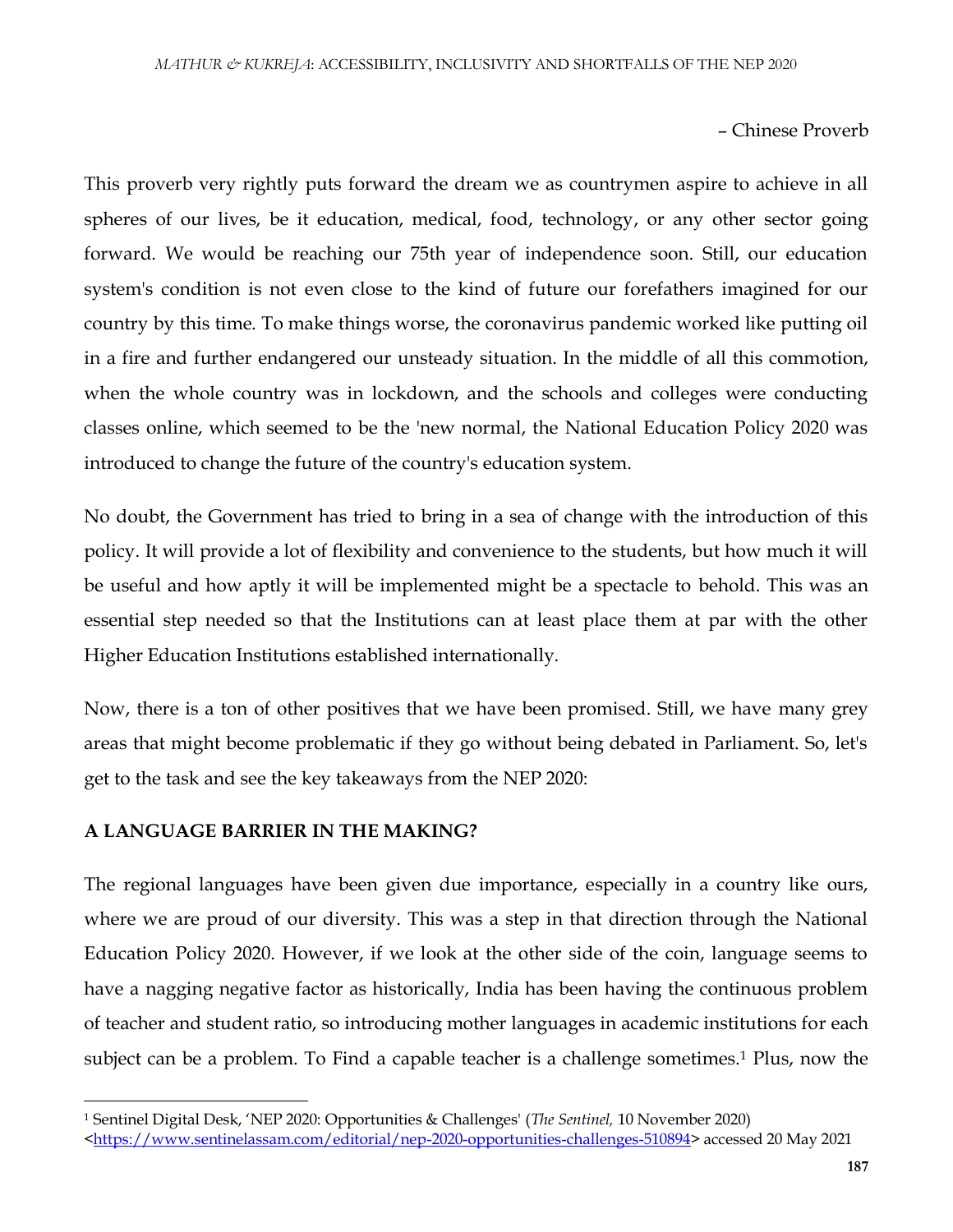– Chinese Proverb

This proverb very rightly puts forward the dream we as countrymen aspire to achieve in all spheres of our lives, be it education, medical, food, technology, or any other sector going forward. We would be reaching our 75th year of independence soon. Still, our education system's condition is not even close to the kind of future our forefathers imagined for our country by this time. To make things worse, the coronavirus pandemic worked like putting oil in a fire and further endangered our unsteady situation. In the middle of all this commotion, when the whole country was in lockdown, and the schools and colleges were conducting classes online, which seemed to be the 'new normal, the National Education Policy 2020 was introduced to change the future of the country's education system.

No doubt, the Government has tried to bring in a sea of change with the introduction of this policy. It will provide a lot of flexibility and convenience to the students, but how much it will be useful and how aptly it will be implemented might be a spectacle to behold. This was an essential step needed so that the Institutions can at least place them at par with the other Higher Education Institutions established internationally.

Now, there is a ton of other positives that we have been promised. Still, we have many grey areas that might become problematic if they go without being debated in Parliament. So, let's get to the task and see the key takeaways from the NEP 2020:

## A LANGUAGE BARRIER IN THE MAKING?

The regional languages have been given due importance, especially in a country like ours, where we are proud of our diversity. This was a step in that direction through the National Education Policy 2020. However, if we look at the other side of the coin, language seems to have a nagging negative factor as historically, India has been having the continuous problem of teacher and student ratio, so introducing mother languages in academic institutions for each subject can be a problem. To Find a capable teacher is a challenge sometimes.[1] Plus, now the

[1] Sentinel Digital Desk, 'NEP 2020: Opportunities & Challenges' (*The Sentinel,* 10 November 2020) <https://www.sentinelassam.com/editorial/nep-2020-opportunities-challenges-510894> accessed 20 May 2021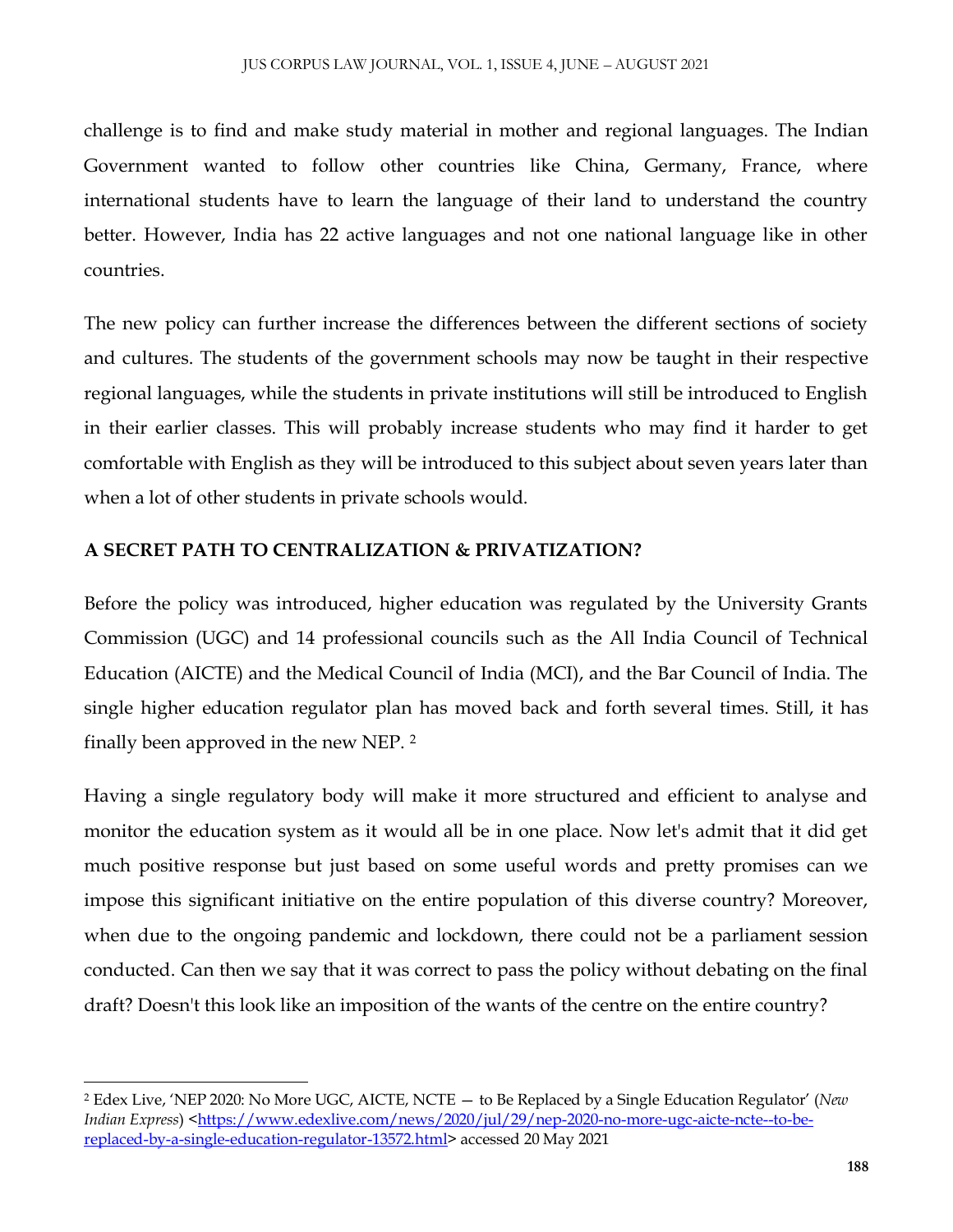challenge is to find and make study material in mother and regional languages. The Indian Government wanted to follow other countries like China, Germany, France, where international students have to learn the language of their land to understand the country better. However, India has 22 active languages and not one national language like in other countries.

The new policy can further increase the differences between the different sections of society and cultures. The students of the government schools may now be taught in their respective regional languages, while the students in private institutions will still be introduced to English in their earlier classes. This will probably increase students who may find it harder to get comfortable with English as they will be introduced to this subject about seven years later than when a lot of other students in private schools would.

## A SECRET PATH TO CENTRALIZATION & PRIVATIZATION?

Before the policy was introduced, higher education was regulated by the University Grants Commission (UGC) and 14 professional councils such as the All India Council of Technical Education (AICTE) and the Medical Council of India (MCI), and the Bar Council of India. The single higher education regulator plan has moved back and forth several times. Still, it has finally been approved in the new NEP. [2]

Having a single regulatory body will make it more structured and efficient to analyse and monitor the education system as it would all be in one place. Now let's admit that it did get much positive response but just based on some useful words and pretty promises can we impose this significant initiative on the entire population of this diverse country? Moreover, when due to the ongoing pandemic and lockdown, there could not be a parliament session conducted. Can then we say that it was correct to pass the policy without debating on the final draft? Doesn't this look like an imposition of the wants of the centre on the entire country?

---

[2] Edex Live, 'NEP 2020: No More UGC, AICTE, NCTE — to Be Replaced by a Single Education Regulator' (*New Indian Express*) <https://www.edexlive.com/news/2020/jul/29/nep-2020-no-more-ugc-aicte-ncte--to-be-replaced-by-a-single-education-regulator-13572.html> accessed 20 May 2021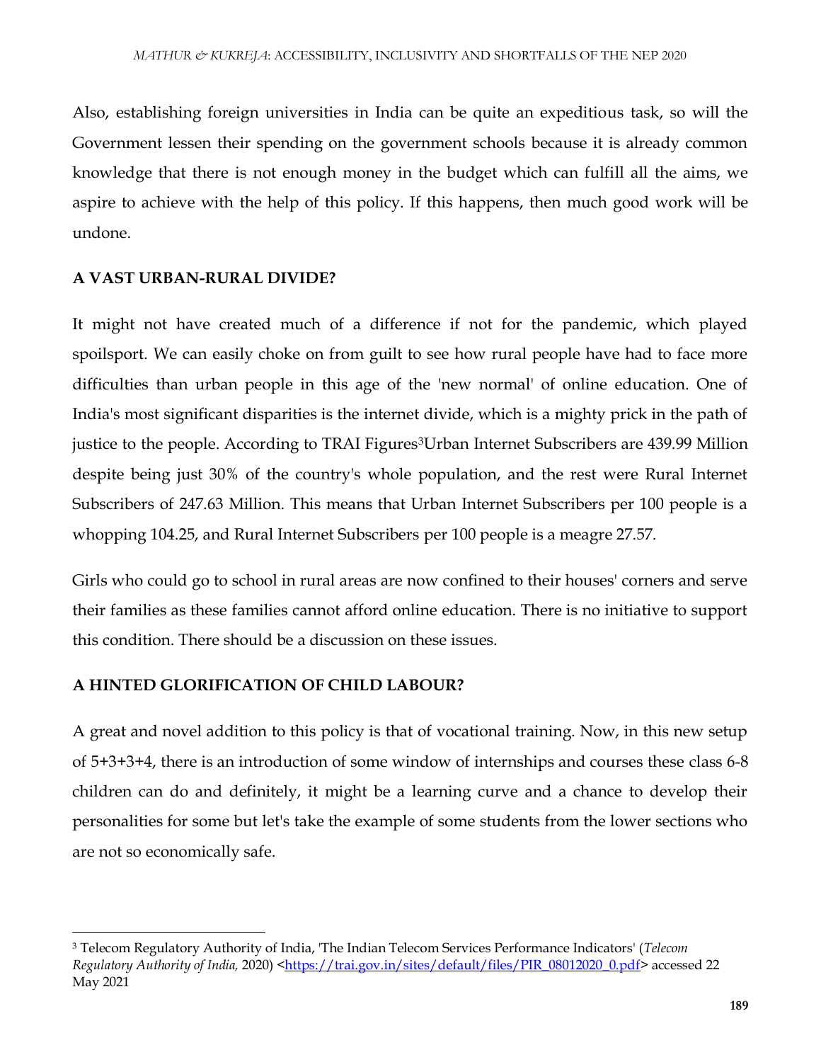Also, establishing foreign universities in India can be quite an expeditious task, so will the Government lessen their spending on the government schools because it is already common knowledge that there is not enough money in the budget which can fulfill all the aims, we aspire to achieve with the help of this policy. If this happens, then much good work will be undone.

## A VAST URBAN-RURAL DIVIDE?

It might not have created much of a difference if not for the pandemic, which played spoilsport. We can easily choke on from guilt to see how rural people have had to face more difficulties than urban people in this age of the 'new normal' of online education. One of India's most significant disparities is the internet divide, which is a mighty prick in the path of justice to the people. According to TRAI Figures[3]Urban Internet Subscribers are 439.99 Million despite being just 30% of the country's whole population, and the rest were Rural Internet Subscribers of 247.63 Million. This means that Urban Internet Subscribers per 100 people is a whopping 104.25, and Rural Internet Subscribers per 100 people is a meagre 27.57.

Girls who could go to school in rural areas are now confined to their houses' corners and serve their families as these families cannot afford online education. There is no initiative to support this condition. There should be a discussion on these issues.

## A HINTED GLORIFICATION OF CHILD LABOUR?

A great and novel addition to this policy is that of vocational training. Now, in this new setup of 5+3+3+4, there is an introduction of some window of internships and courses these class 6-8 children can do and definitely, it might be a learning curve and a chance to develop their personalities for some but let's take the example of some students from the lower sections who are not so economically safe.

---

[3] Telecom Regulatory Authority of India, 'The Indian Telecom Services Performance Indicators' (*Telecom Regulatory Authority of India,* 2020) <https://trai.gov.in/sites/default/files/PIR_08012020_0.pdf> accessed 22 May 2021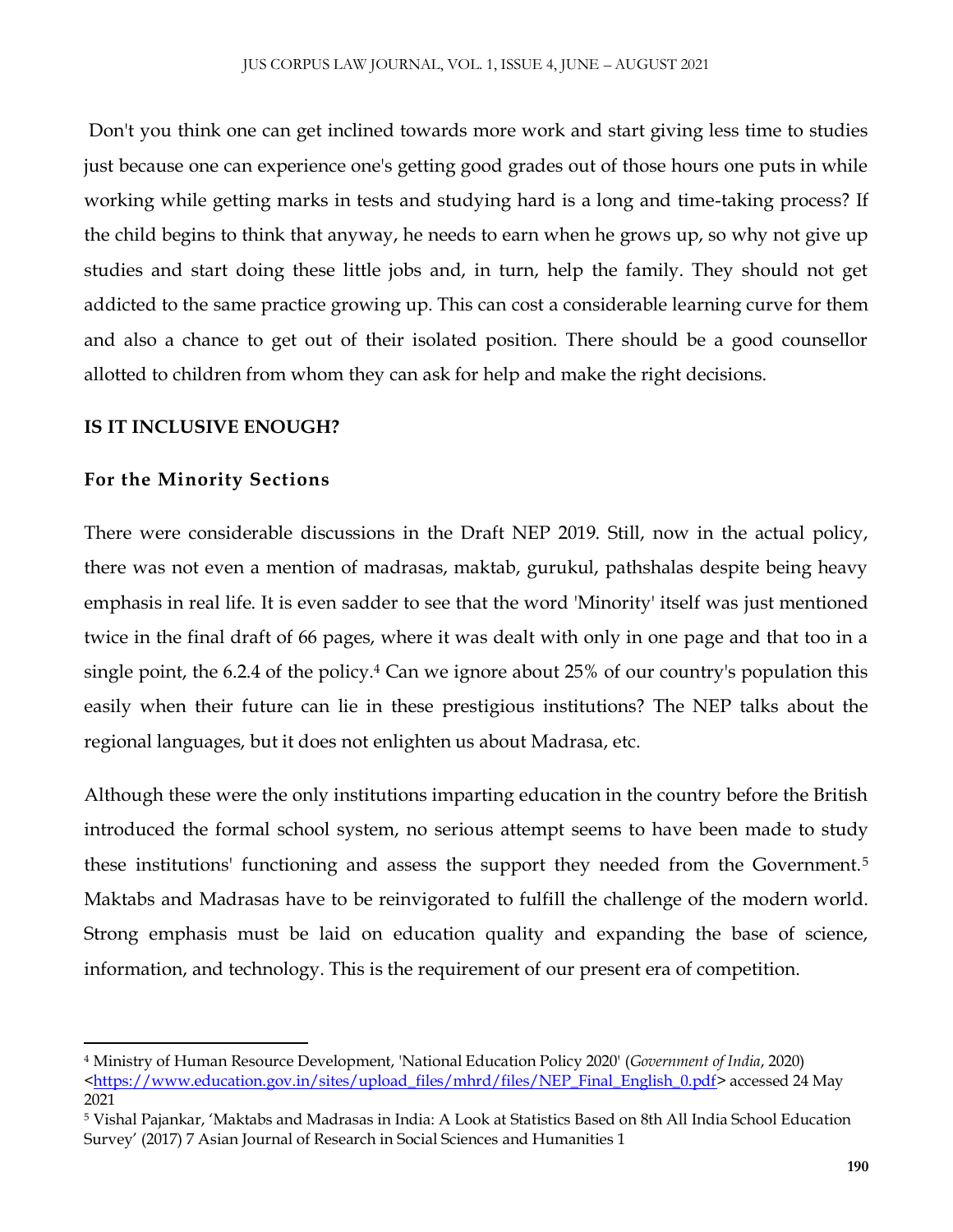Don't you think one can get inclined towards more work and start giving less time to studies just because one can experience one's getting good grades out of those hours one puts in while working while getting marks in tests and studying hard is a long and time-taking process? If the child begins to think that anyway, he needs to earn when he grows up, so why not give up studies and start doing these little jobs and, in turn, help the family. They should not get addicted to the same practice growing up. This can cost a considerable learning curve for them and also a chance to get out of their isolated position. There should be a good counsellor allotted to children from whom they can ask for help and make the right decisions.

## IS IT INCLUSIVE ENOUGH?

### For the Minority Sections

There were considerable discussions in the Draft NEP 2019. Still, now in the actual policy, there was not even a mention of madrasas, maktab, gurukul, pathshalas despite being heavy emphasis in real life. It is even sadder to see that the word 'Minority' itself was just mentioned twice in the final draft of 66 pages, where it was dealt with only in one page and that too in a single point, the 6.2.4 of the policy.[4] Can we ignore about 25% of our country's population this easily when their future can lie in these prestigious institutions? The NEP talks about the regional languages, but it does not enlighten us about Madrasa, etc.

Although these were the only institutions imparting education in the country before the British introduced the formal school system, no serious attempt seems to have been made to study these institutions' functioning and assess the support they needed from the Government.[5] Maktabs and Madrasas have to be reinvigorated to fulfill the challenge of the modern world. Strong emphasis must be laid on education quality and expanding the base of science, information, and technology. This is the requirement of our present era of competition.

---

[4] Ministry of Human Resource Development, 'National Education Policy 2020' (*Government of India*, 2020) <https://www.education.gov.in/sites/upload_files/mhrd/files/NEP_Final_English_0.pdf> accessed 24 May 2021

[5] Vishal Pajankar, 'Maktabs and Madrasas in India: A Look at Statistics Based on 8th All India School Education Survey' (2017) 7 Asian Journal of Research in Social Sciences and Humanities 1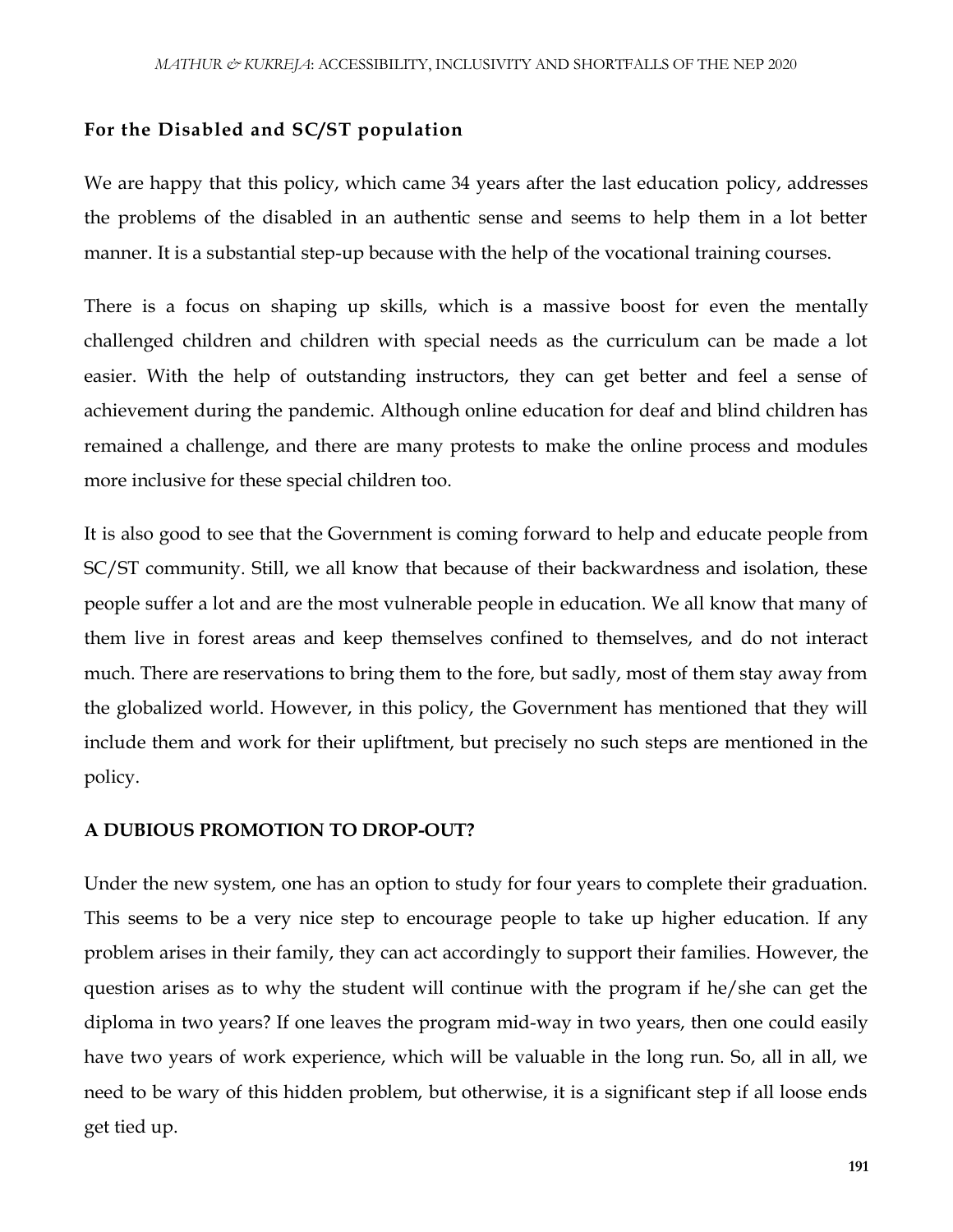### For the Disabled and SC/ST population

We are happy that this policy, which came 34 years after the last education policy, addresses the problems of the disabled in an authentic sense and seems to help them in a lot better manner. It is a substantial step-up because with the help of the vocational training courses.

There is a focus on shaping up skills, which is a massive boost for even the mentally challenged children and children with special needs as the curriculum can be made a lot easier. With the help of outstanding instructors, they can get better and feel a sense of achievement during the pandemic. Although online education for deaf and blind children has remained a challenge, and there are many protests to make the online process and modules more inclusive for these special children too.

It is also good to see that the Government is coming forward to help and educate people from SC/ST community. Still, we all know that because of their backwardness and isolation, these people suffer a lot and are the most vulnerable people in education. We all know that many of them live in forest areas and keep themselves confined to themselves, and do not interact much. There are reservations to bring them to the fore, but sadly, most of them stay away from the globalized world. However, in this policy, the Government has mentioned that they will include them and work for their upliftment, but precisely no such steps are mentioned in the policy.

## A DUBIOUS PROMOTION TO DROP-OUT?

Under the new system, one has an option to study for four years to complete their graduation. This seems to be a very nice step to encourage people to take up higher education. If any problem arises in their family, they can act accordingly to support their families. However, the question arises as to why the student will continue with the program if he/she can get the diploma in two years? If one leaves the program mid-way in two years, then one could easily have two years of work experience, which will be valuable in the long run. So, all in all, we need to be wary of this hidden problem, but otherwise, it is a significant step if all loose ends get tied up.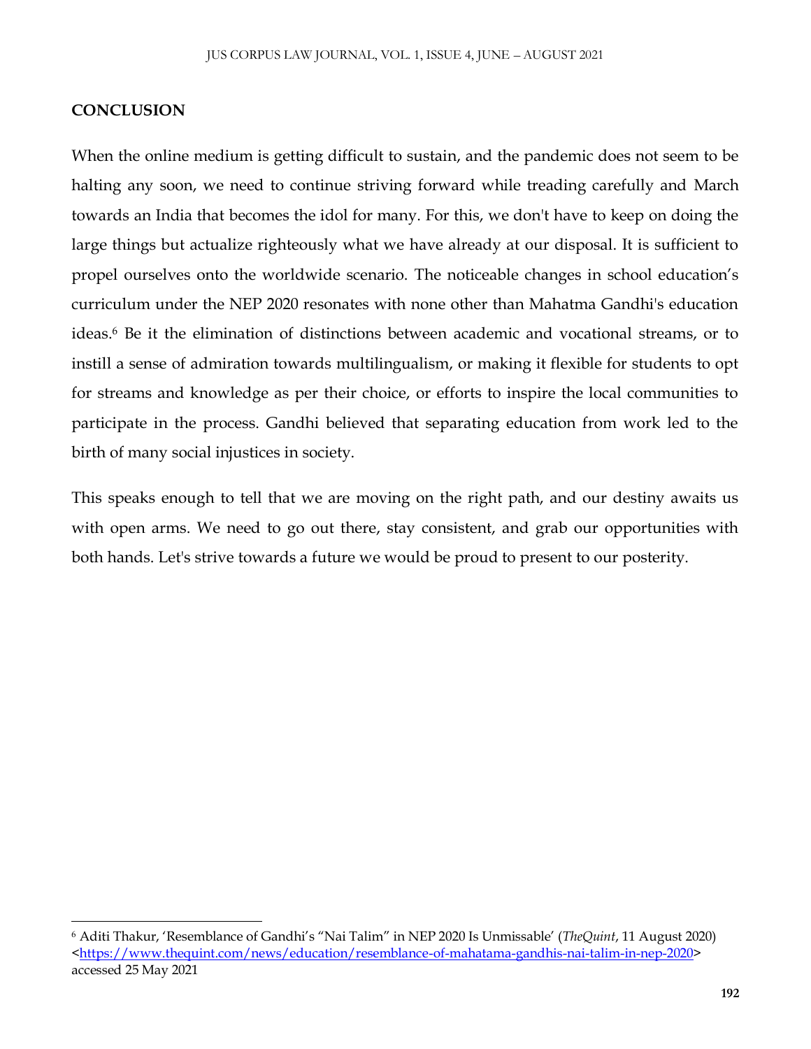## CONCLUSION

When the online medium is getting difficult to sustain, and the pandemic does not seem to be halting any soon, we need to continue striving forward while treading carefully and March towards an India that becomes the idol for many. For this, we don't have to keep on doing the large things but actualize righteously what we have already at our disposal. It is sufficient to propel ourselves onto the worldwide scenario. The noticeable changes in school education's curriculum under the NEP 2020 resonates with none other than Mahatma Gandhi's education ideas.[6] Be it the elimination of distinctions between academic and vocational streams, or to instill a sense of admiration towards multilingualism, or making it flexible for students to opt for streams and knowledge as per their choice, or efforts to inspire the local communities to participate in the process. Gandhi believed that separating education from work led to the birth of many social injustices in society.

This speaks enough to tell that we are moving on the right path, and our destiny awaits us with open arms. We need to go out there, stay consistent, and grab our opportunities with both hands. Let's strive towards a future we would be proud to present to our posterity.

---

[6] Aditi Thakur, 'Resemblance of Gandhi's "Nai Talim" in NEP 2020 Is Unmissable' (*TheQuint*, 11 August 2020) <https://www.thequint.com/news/education/resemblance-of-mahatama-gandhis-nai-talim-in-nep-2020> accessed 25 May 2021